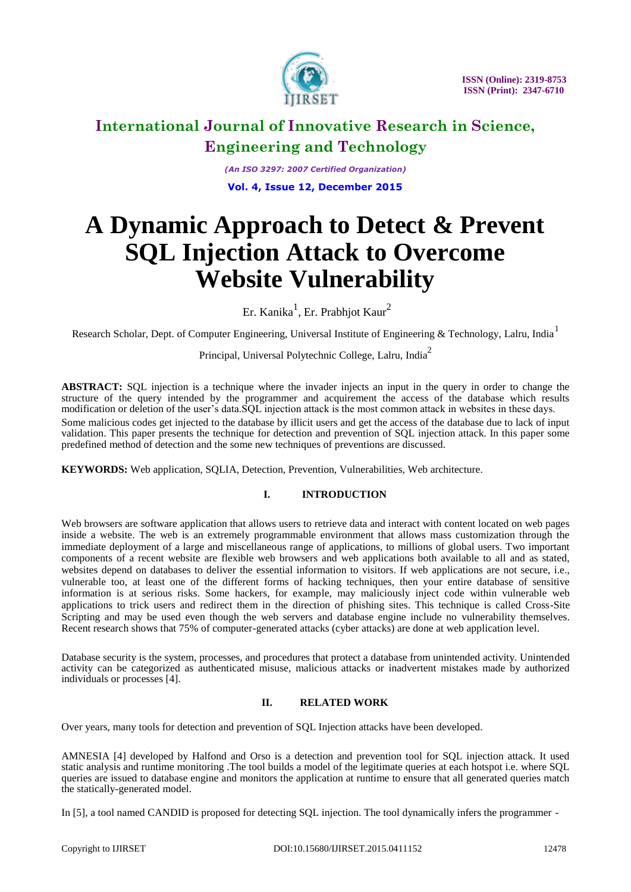# International Journal of Innovative Research in Science, Engineering and Technology

*(An ISO 3297: 2007 Certified Organization)*

**Vol. 4, Issue 12, December 2015**

# A Dynamic Approach to Detect & Prevent SQL Injection Attack to Overcome Website Vulnerability

Er. Kanika[1], Er. Prabhjot Kaur[2]

Research Scholar, Dept. of Computer Engineering, Universal Institute of Engineering & Technology, Lalru, India[1]

Principal, Universal Polytechnic College, Lalru, India[2]

**ABSTRACT:** SQL injection is a technique where the invader injects an input in the query in order to change the structure of the query intended by the programmer and acquirement the access of the database which results modification or deletion of the user's data.SQL injection attack is the most common attack in websites in these days. Some malicious codes get injected to the database by illicit users and get the access of the database due to lack of input validation. This paper presents the technique for detection and prevention of SQL injection attack. In this paper some predefined method of detection and the some new techniques of preventions are discussed.

**KEYWORDS:** Web application, SQLIA, Detection, Prevention, Vulnerabilities, Web architecture.

## I. INTRODUCTION

Web browsers are software application that allows users to retrieve data and interact with content located on web pages inside a website. The web is an extremely programmable environment that allows mass customization through the immediate deployment of a large and miscellaneous range of applications, to millions of global users. Two important components of a recent website are flexible web browsers and web applications both available to all and as stated, websites depend on databases to deliver the essential information to visitors. If web applications are not secure, i.e., vulnerable too, at least one of the different forms of hacking techniques, then your entire database of sensitive information is at serious risks. Some hackers, for example, may maliciously inject code within vulnerable web applications to trick users and redirect them in the direction of phishing sites. This technique is called Cross-Site Scripting and may be used even though the web servers and database engine include no vulnerability themselves. Recent research shows that 75% of computer-generated attacks (cyber attacks) are done at web application level.

Database security is the system, processes, and procedures that protect a database from unintended activity. Unintended activity can be categorized as authenticated misuse, malicious attacks or inadvertent mistakes made by authorized individuals or processes [4].

## II. RELATED WORK

Over years, many tools for detection and prevention of SQL Injection attacks have been developed.

AMNESIA [4] developed by Halfond and Orso is a detection and prevention tool for SQL injection attack. It used static analysis and runtime monitoring .The tool builds a model of the legitimate queries at each hotspot i.e. where SQL queries are issued to database engine and monitors the application at runtime to ensure that all generated queries match the statically-generated model.

In [5], a tool named CANDID is proposed for detecting SQL injection. The tool dynamically infers the programmer -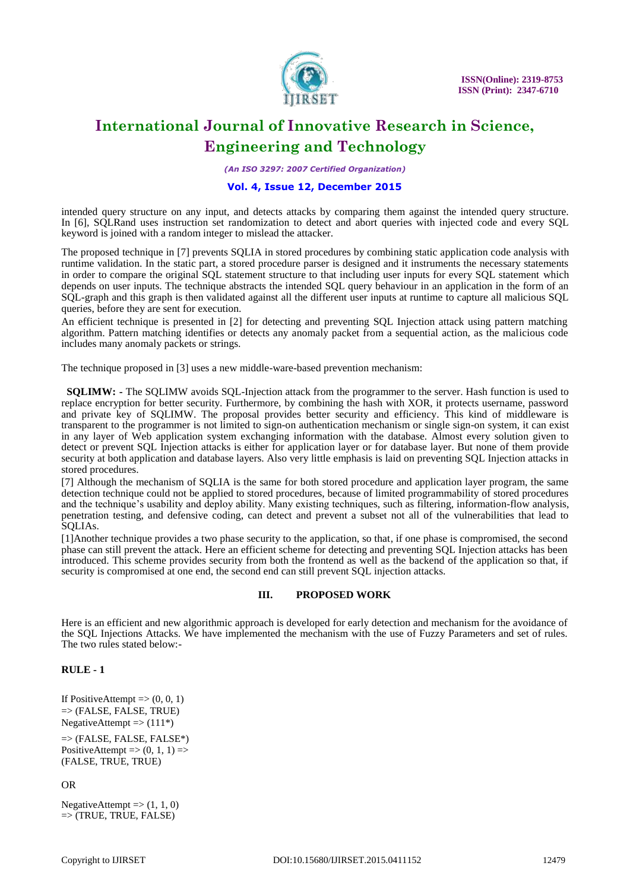intended query structure on any input, and detects attacks by comparing them against the intended query structure. In [6], SQLRand uses instruction set randomization to detect and abort queries with injected code and every SQL keyword is joined with a random integer to mislead the attacker.

The proposed technique in [7] prevents SQLIA in stored procedures by combining static application code analysis with runtime validation. In the static part, a stored procedure parser is designed and it instruments the necessary statements in order to compare the original SQL statement structure to that including user inputs for every SQL statement which depends on user inputs. The technique abstracts the intended SQL query behaviour in an application in the form of an SQL-graph and this graph is then validated against all the different user inputs at runtime to capture all malicious SQL queries, before they are sent for execution.

An efficient technique is presented in [2] for detecting and preventing SQL Injection attack using pattern matching algorithm. Pattern matching identifies or detects any anomaly packet from a sequential action, as the malicious code includes many anomaly packets or strings.

The technique proposed in [3] uses a new middle-ware-based prevention mechanism:

**SQLIMW: -** The SQLIMW avoids SQL-Injection attack from the programmer to the server. Hash function is used to replace encryption for better security. Furthermore, by combining the hash with XOR, it protects username, password and private key of SQLIMW. The proposal provides better security and efficiency. This kind of middleware is transparent to the programmer is not limited to sign-on authentication mechanism or single sign-on system, it can exist in any layer of Web application system exchanging information with the database. Almost every solution given to detect or prevent SQL Injection attacks is either for application layer or for database layer. But none of them provide security at both application and database layers. Also very little emphasis is laid on preventing SQL Injection attacks in stored procedures.

[7] Although the mechanism of SQLIA is the same for both stored procedure and application layer program, the same detection technique could not be applied to stored procedures, because of limited programmability of stored procedures and the technique's usability and deploy ability. Many existing techniques, such as filtering, information-flow analysis, penetration testing, and defensive coding, can detect and prevent a subset not all of the vulnerabilities that lead to SQLIAs.

[1]Another technique provides a two phase security to the application, so that, if one phase is compromised, the second phase can still prevent the attack. Here an efficient scheme for detecting and preventing SQL Injection attacks has been introduced. This scheme provides security from both the frontend as well as the backend of the application so that, if security is compromised at one end, the second end can still prevent SQL injection attacks.

## III. PROPOSED WORK

Here is an efficient and new algorithmic approach is developed for early detection and mechanism for the avoidance of the SQL Injections Attacks. We have implemented the mechanism with the use of Fuzzy Parameters and set of rules. The two rules stated below:-

**RULE - 1**

If PositiveAttempt => (0, 0, 1)
=> (FALSE, FALSE, TRUE)
NegativeAttempt => (111*)

=> (FALSE, FALSE, FALSE*)
PositiveAttempt => (0, 1, 1) =>
(FALSE, TRUE, TRUE)

OR

NegativeAttempt => (1, 1, 0)
=> (TRUE, TRUE, FALSE)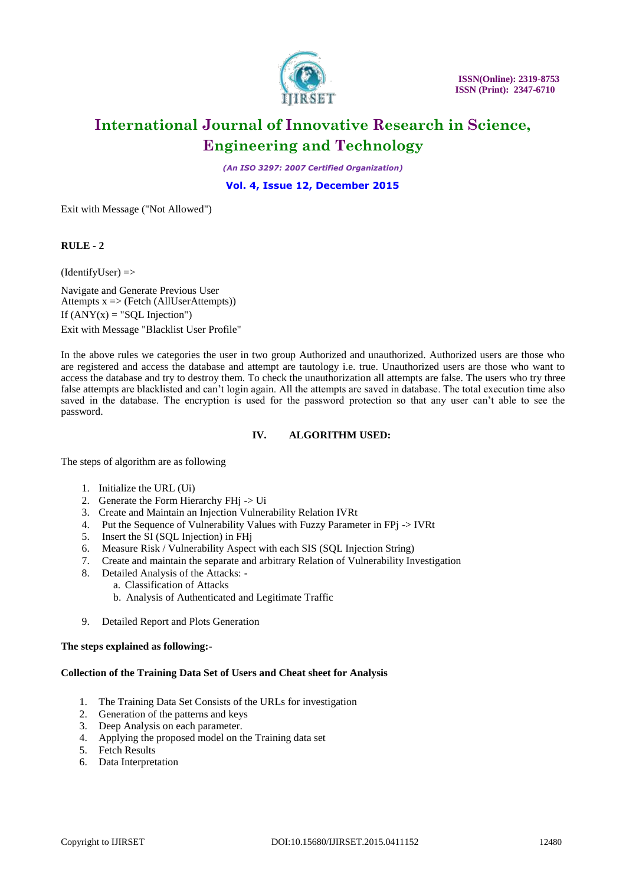Exit with Message ("Not Allowed")

**RULE - 2**

(IdentifyUser) =>

Navigate and Generate Previous User
Attempts x => (Fetch (AllUserAttempts))
If (ANY(x) = "SQL Injection")
Exit with Message "Blacklist User Profile"

In the above rules we categories the user in two group Authorized and unauthorized. Authorized users are those who are registered and access the database and attempt are tautology i.e. true. Unauthorized users are those who want to access the database and try to destroy them. To check the unauthorization all attempts are false. The users who try three false attempts are blacklisted and can't login again. All the attempts are saved in database. The total execution time also saved in the database. The encryption is used for the password protection so that any user can't able to see the password.

## IV. ALGORITHM USED:

The steps of algorithm are as following

1. Initialize the URL (Ui)
2. Generate the Form Hierarchy FHj -> Ui
3. Create and Maintain an Injection Vulnerability Relation IVRt
4. Put the Sequence of Vulnerability Values with Fuzzy Parameter in FPj -> IVRt
5. Insert the SI (SQL Injection) in FHj
6. Measure Risk / Vulnerability Aspect with each SIS (SQL Injection String)
7. Create and maintain the separate and arbitrary Relation of Vulnerability Investigation
8. Detailed Analysis of the Attacks: -
   a. Classification of Attacks
   b. Analysis of Authenticated and Legitimate Traffic
9. Detailed Report and Plots Generation

**The steps explained as following:-**

**Collection of the Training Data Set of Users and Cheat sheet for Analysis**

1. The Training Data Set Consists of the URLs for investigation
2. Generation of the patterns and keys
3. Deep Analysis on each parameter.
4. Applying the proposed model on the Training data set
5. Fetch Results
6. Data Interpretation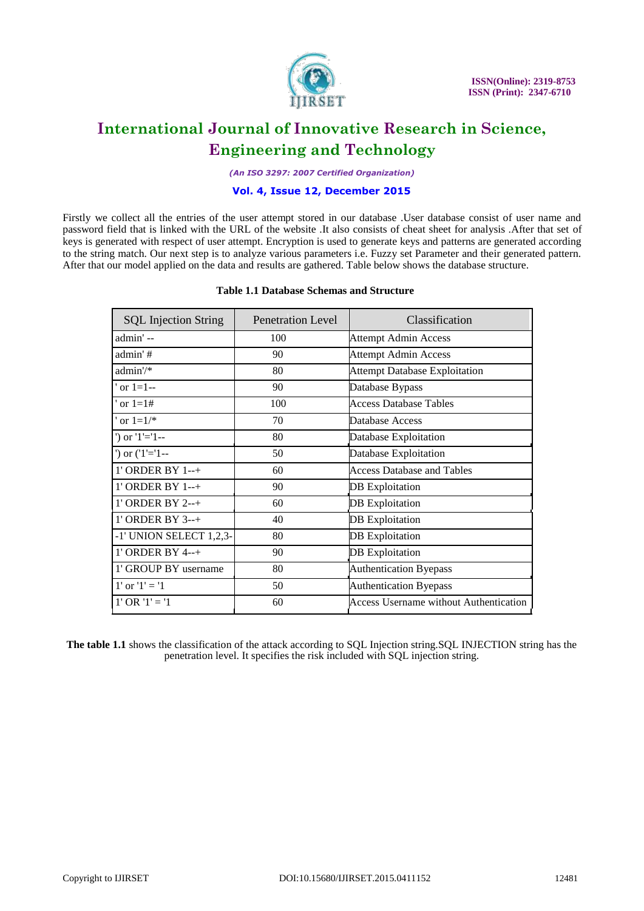Firstly we collect all the entries of the user attempt stored in our database .User database consist of user name and password field that is linked with the URL of the website .It also consists of cheat sheet for analysis .After that set of keys is generated with respect of user attempt. Encryption is used to generate keys and patterns are generated according to the string match. Our next step is to analyze various parameters i.e. Fuzzy set Parameter and their generated pattern. After that our model applied on the data and results are gathered. Table below shows the database structure.

**Table 1.1 Database Schemas and Structure**

| SQL Injection String | Penetration Level | Classification |
|---|---|---|
| admin' -- | 100 | Attempt Admin Access |
| admin' # | 90 | Attempt Admin Access |
| admin'/* | 80 | Attempt Database Exploitation |
| ' or 1=1-- | 90 | Database Bypass |
| ' or 1=1# | 100 | Access Database Tables |
| ' or 1=1/* | 70 | Database Access |
| ') or '1'='1-- | 80 | Database Exploitation |
| ') or ('1'='1-- | 50 | Database Exploitation |
| 1' ORDER BY 1--+ | 60 | Access Database and Tables |
| 1' ORDER BY 1--+ | 90 | DB Exploitation |
| 1' ORDER BY 2--+ | 60 | DB Exploitation |
| 1' ORDER BY 3--+ | 40 | DB Exploitation |
| -1' UNION SELECT 1,2,3- | 80 | DB Exploitation |
| 1' ORDER BY 4--+ | 90 | DB Exploitation |
| 1' GROUP BY username | 80 | Authentication Byepass |
| 1' or '1' = '1 | 50 | Authentication Byepass |
| 1' OR '1' = '1 | 60 | Access Username without Authentication |

**The table 1.1** shows the classification of the attack according to SQL Injection string.SQL INJECTION string has the penetration level. It specifies the risk included with SQL injection string.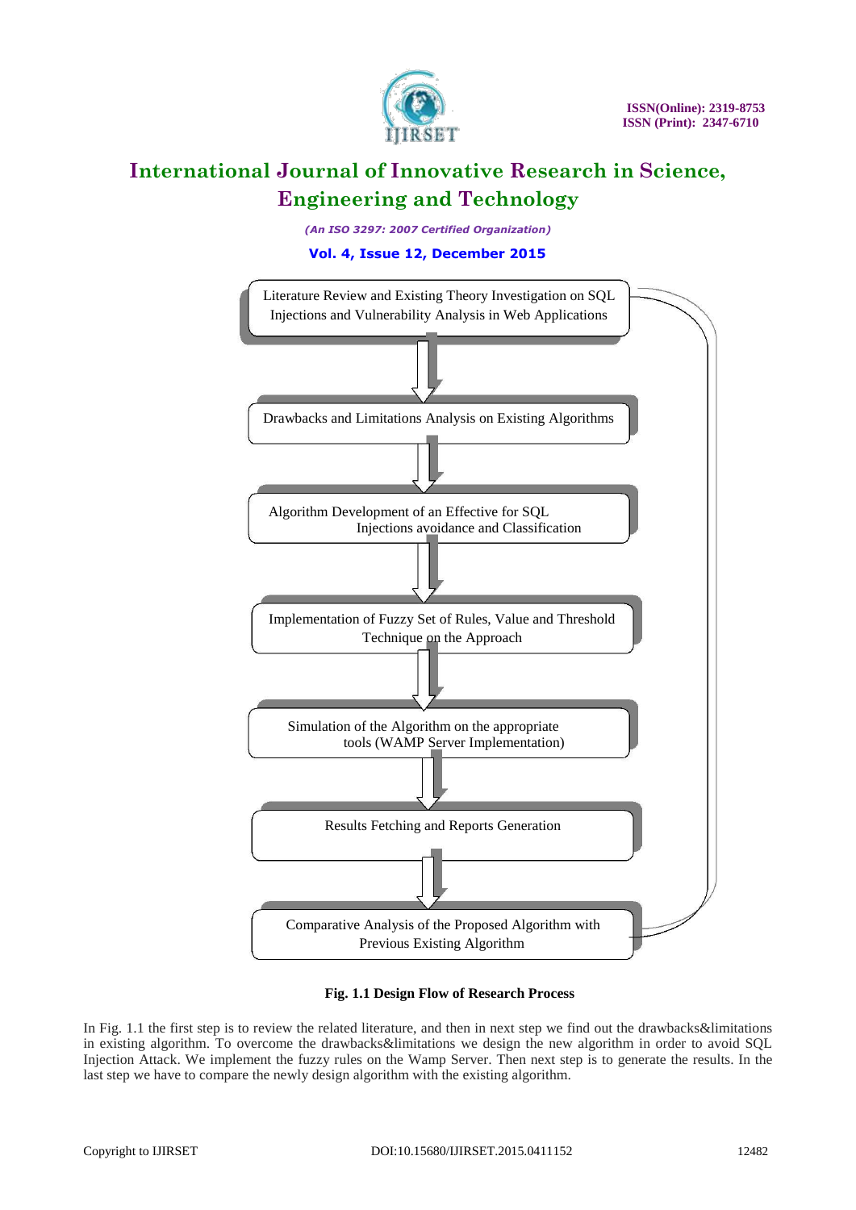Literature Review and Existing Theory Investigation on SQL Injections and Vulnerability Analysis in Web Applications

↓

Drawbacks and Limitations Analysis on Existing Algorithms

↓

Algorithm Development of an Effective for SQL Injections avoidance and Classification

↓

Implementation of Fuzzy Set of Rules, Value and Threshold Technique on the Approach

↓

Simulation of the Algorithm on the appropriate tools (WAMP Server Implementation)

↓

Results Fetching and Reports Generation

↓

Comparative Analysis of the Proposed Algorithm with Previous Existing Algorithm

**Fig. 1.1 Design Flow of Research Process**

In Fig. 1.1 the first step is to review the related literature, and then in next step we find out the drawbacks&limitations in existing algorithm. To overcome the drawbacks&limitations we design the new algorithm in order to avoid SQL Injection Attack. We implement the fuzzy rules on the Wamp Server. Then next step is to generate the results. In the last step we have to compare the newly design algorithm with the existing algorithm.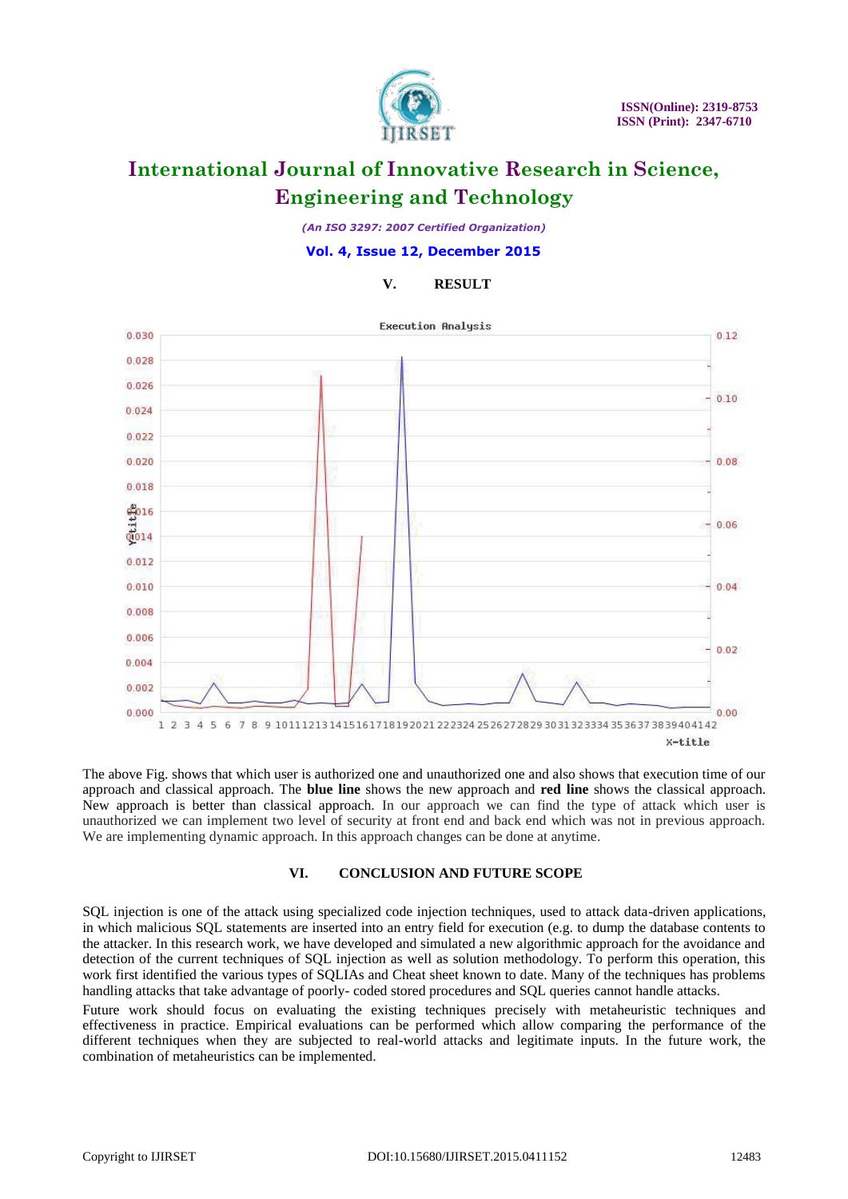## V. RESULT

The above Fig. shows that which user is authorized one and unauthorized one and also shows that execution time of our approach and classical approach. The **blue line** shows the new approach and **red line** shows the classical approach. New approach is better than classical approach. In our approach we can find the type of attack which user is unauthorized we can implement two level of security at front end and back end which was not in previous approach. We are implementing dynamic approach. In this approach changes can be done at anytime.

## VI. CONCLUSION AND FUTURE SCOPE

SQL injection is one of the attack using specialized code injection techniques, used to attack data-driven applications, in which malicious SQL statements are inserted into an entry field for execution (e.g. to dump the database contents to the attacker. In this research work, we have developed and simulated a new algorithmic approach for the avoidance and detection of the current techniques of SQL injection as well as solution methodology. To perform this operation, this work first identified the various types of SQLIAs and Cheat sheet known to date. Many of the techniques has problems handling attacks that take advantage of poorly- coded stored procedures and SQL queries cannot handle attacks.

Future work should focus on evaluating the existing techniques precisely with metaheuristic techniques and effectiveness in practice. Empirical evaluations can be performed which allow comparing the performance of the different techniques when they are subjected to real-world attacks and legitimate inputs. In the future work, the combination of metaheuristics can be implemented.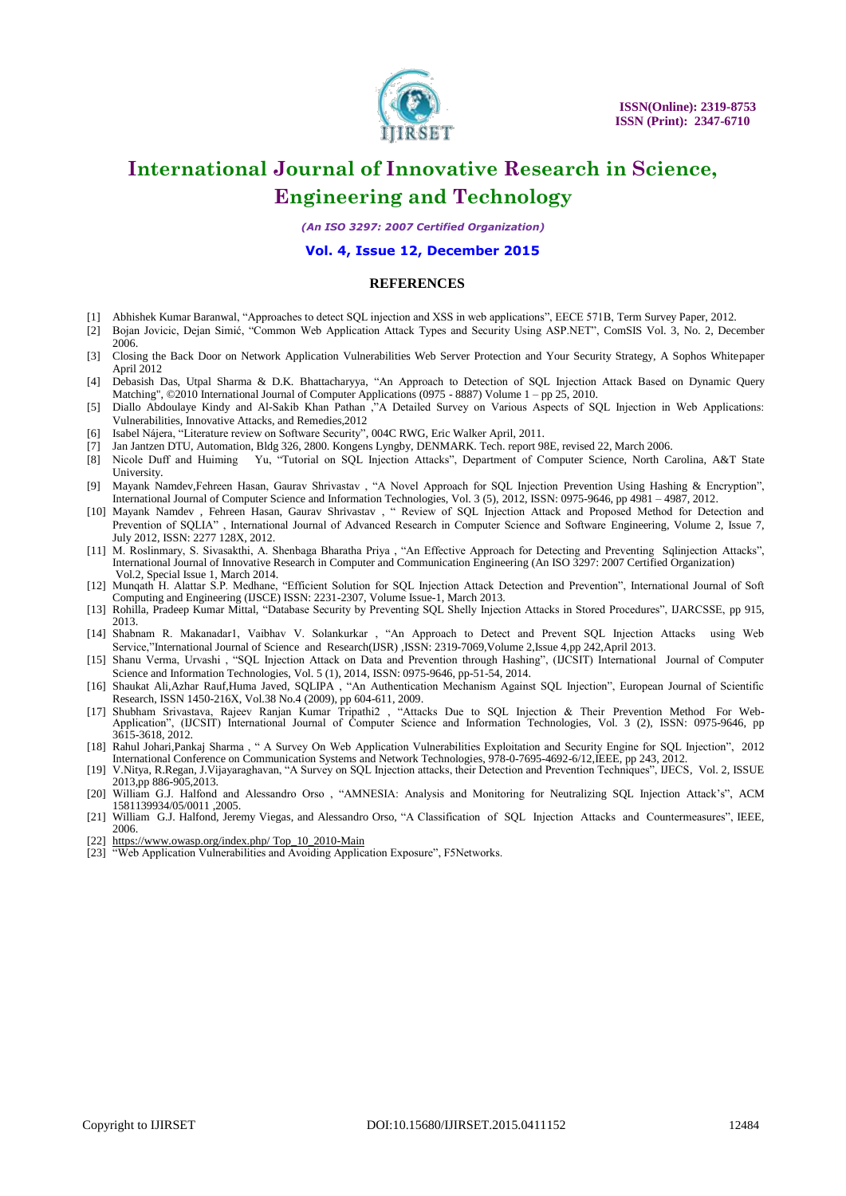## REFERENCES

[1] Abhishek Kumar Baranwal, "Approaches to detect SQL injection and XSS in web applications", EECE 571B, Term Survey Paper, 2012.

[2] Bojan Jovicic, Dejan Simić, "Common Web Application Attack Types and Security Using ASP.NET", ComSIS Vol. 3, No. 2, December 2006.

[3] Closing the Back Door on Network Application Vulnerabilities Web Server Protection and Your Security Strategy, A Sophos Whitepaper April 2012

[4] Debasish Das, Utpal Sharma & D.K. Bhattacharyya, "An Approach to Detection of SQL Injection Attack Based on Dynamic Query Matching", ©2010 International Journal of Computer Applications (0975 - 8887) Volume 1 – pp 25, 2010.

[5] Diallo Abdoulaye Kindy and Al-Sakib Khan Pathan ,"A Detailed Survey on Various Aspects of SQL Injection in Web Applications: Vulnerabilities, Innovative Attacks, and Remedies,2012

[6] Isabel Nájera, "Literature review on Software Security", 004C RWG, Eric Walker April, 2011.

[7] Jan Jantzen DTU, Automation, Bldg 326, 2800. Kongens Lyngby, DENMARK. Tech. report 98E, revised 22, March 2006.

[8] Nicole Duff and Huiming Yu, "Tutorial on SQL Injection Attacks", Department of Computer Science, North Carolina, A&T State University.

[9] Mayank Namdev,Fehreen Hasan, Gaurav Shrivastav , "A Novel Approach for SQL Injection Prevention Using Hashing & Encryption", International Journal of Computer Science and Information Technologies, Vol. 3 (5), 2012, ISSN: 0975-9646, pp 4981 – 4987, 2012.

[10] Mayank Namdev , Fehreen Hasan, Gaurav Shrivastav , " Review of SQL Injection Attack and Proposed Method for Detection and Prevention of SQLIA" , International Journal of Advanced Research in Computer Science and Software Engineering, Volume 2, Issue 7, July 2012, ISSN: 2277 128X, 2012.

[11] M. Roslinmary, S. Sivasakthi, A. Shenbaga Bharatha Priya , "An Effective Approach for Detecting and Preventing Sqlinjection Attacks", International Journal of Innovative Research in Computer and Communication Engineering (An ISO 3297: 2007 Certified Organization) Vol.2, Special Issue 1, March 2014.

[12] Munqath H. Alattar S.P. Medhane, "Efficient Solution for SQL Injection Attack Detection and Prevention", International Journal of Soft Computing and Engineering (IJSCE) ISSN: 2231-2307, Volume Issue-1, March 2013.

[13] Rohilla, Pradeep Kumar Mittal, "Database Security by Preventing SQL Shelly Injection Attacks in Stored Procedures", IJARCSSE, pp 915, 2013.

[14] Shabnam R. Makanadar1, Vaibhav V. Solankurkar , "An Approach to Detect and Prevent SQL Injection Attacks using Web Service,"International Journal of Science and Research(IJSR) ,ISSN: 2319-7069,Volume 2,Issue 4,pp 242,April 2013.

[15] Shanu Verma, Urvashi , "SQL Injection Attack on Data and Prevention through Hashing", (IJCSIT) International Journal of Computer Science and Information Technologies, Vol. 5 (1), 2014, ISSN: 0975-9646, pp-51-54, 2014.

[16] Shaukat Ali,Azhar Rauf,Huma Javed, SQLIPA , "An Authentication Mechanism Against SQL Injection", European Journal of Scientific Research, ISSN 1450-216X, Vol.38 No.4 (2009), pp 604-611, 2009.

[17] Shubham Srivastava, Rajeev Ranjan Kumar Tripathi2 , "Attacks Due to SQL Injection & Their Prevention Method For Web-Application", (IJCSIT) International Journal of Computer Science and Information Technologies, Vol. 3 (2), ISSN: 0975-9646, pp 3615-3618, 2012.

[18] Rahul Johari,Pankaj Sharma , " A Survey On Web Application Vulnerabilities Exploitation and Security Engine for SQL Injection", 2012 International Conference on Communication Systems and Network Technologies, 978-0-7695-4692-6/12,IEEE, pp 243, 2012.

[19] V.Nitya, R.Regan, J.Vijayaraghavan, "A Survey on SQL Injection attacks, their Detection and Prevention Techniques", IJECS, Vol. 2, ISSUE 2013,pp 886-905,2013.

[20] William G.J. Halfond and Alessandro Orso , "AMNESIA: Analysis and Monitoring for Neutralizing SQL Injection Attack's", ACM 1581139934/05/0011 ,2005.

[21] William G.J. Halfond, Jeremy Viegas, and Alessandro Orso, "A Classification of SQL Injection Attacks and Countermeasures", IEEE, 2006.

[22] https://www.owasp.org/index.php/ Top_10_2010-Main

[23] "Web Application Vulnerabilities and Avoiding Application Exposure", F5Networks.